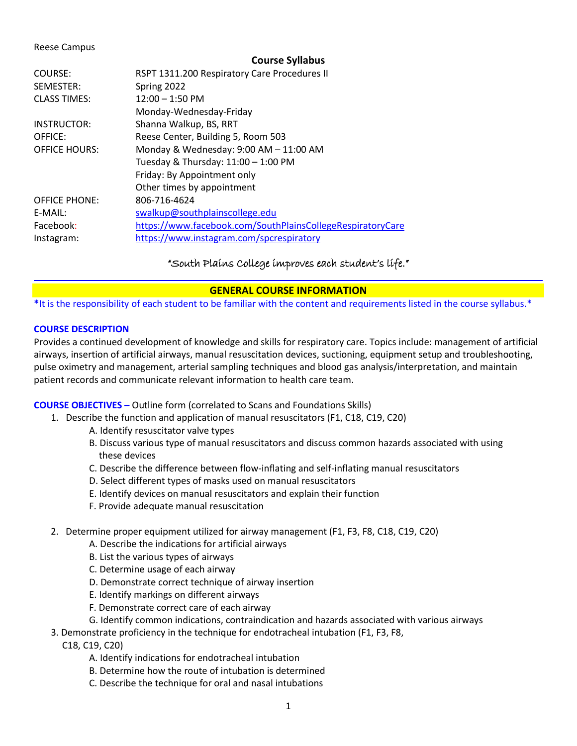Reese Campus

## Course Syllabus

| | |
|---|---|
| COURSE: | RSPT 1311.200 Respiratory Care Procedures II |
| SEMESTER: | Spring 2022 |
| CLASS TIMES: | 12:00 – 1:50 PM<br>Monday-Wednesday-Friday |
| INSTRUCTOR: | Shanna Walkup, BS, RRT |
| OFFICE: | Reese Center, Building 5, Room 503 |
| OFFICE HOURS: | Monday & Wednesday: 9:00 AM – 11:00 AM<br>Tuesday & Thursday: 11:00 – 1:00 PM<br>Friday: By Appointment only<br>Other times by appointment |
| OFFICE PHONE: | 806-716-4624 |
| E-MAIL: | swalkup@southplainscollege.edu |
| Facebook: | https://www.facebook.com/SouthPlainsCollegeRespiratoryCare |
| Instagram: | https://www.instagram.com/spcrespiratory |

*"South Plains College improves each student's life."*

## GENERAL COURSE INFORMATION

***It is the responsibility of each student to be familiar with the content and requirements listed in the course syllabus.***

### COURSE DESCRIPTION

Provides a continued development of knowledge and skills for respiratory care. Topics include: management of artificial airways, insertion of artificial airways, manual resuscitation devices, suctioning, equipment setup and troubleshooting, pulse oximetry and management, arterial sampling techniques and blood gas analysis/interpretation, and maintain patient records and communicate relevant information to health care team.

**COURSE OBJECTIVES –** Outline form (correlated to Scans and Foundations Skills)

1. Describe the function and application of manual resuscitators (F1, C18, C19, C20)
   - A. Identify resuscitator valve types
   - B. Discuss various type of manual resuscitators and discuss common hazards associated with using these devices
   - C. Describe the difference between flow-inflating and self-inflating manual resuscitators
   - D. Select different types of masks used on manual resuscitators
   - E. Identify devices on manual resuscitators and explain their function
   - F. Provide adequate manual resuscitation
2. Determine proper equipment utilized for airway management (F1, F3, F8, C18, C19, C20)
   - A. Describe the indications for artificial airways
   - B. List the various types of airways
   - C. Determine usage of each airway
   - D. Demonstrate correct technique of airway insertion
   - E. Identify markings on different airways
   - F. Demonstrate correct care of each airway
   - G. Identify common indications, contraindication and hazards associated with various airways
3. Demonstrate proficiency in the technique for endotracheal intubation (F1, F3, F8, C18, C19, C20)
   - A. Identify indications for endotracheal intubation
   - B. Determine how the route of intubation is determined
   - C. Describe the technique for oral and nasal intubations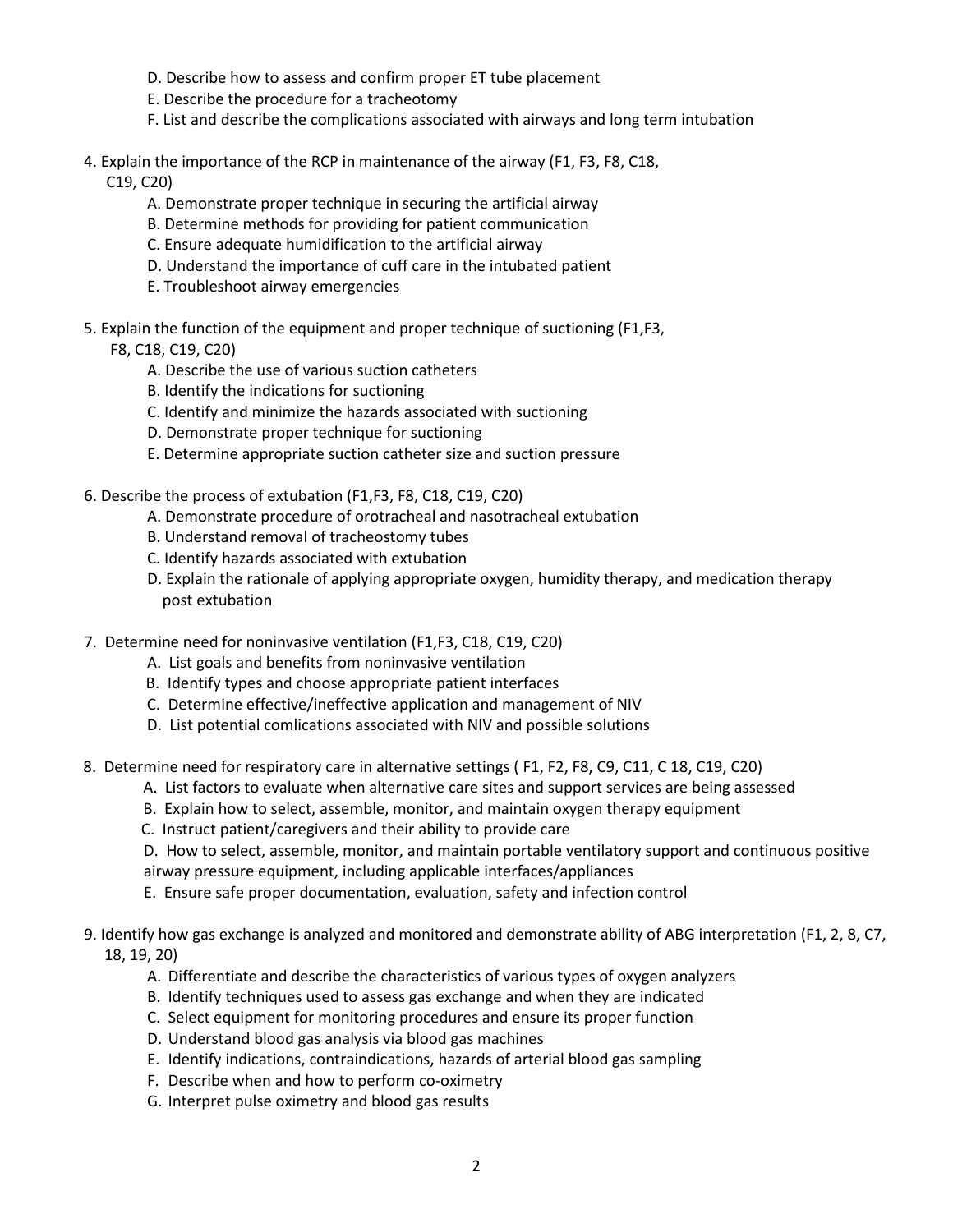D. Describe how to assess and confirm proper ET tube placement
   E. Describe the procedure for a tracheotomy
   F. List and describe the complications associated with airways and long term intubation

4. Explain the importance of the RCP in maintenance of the airway (F1, F3, F8, C18, C19, C20)
   A. Demonstrate proper technique in securing the artificial airway
   B. Determine methods for providing for patient communication
   C. Ensure adequate humidification to the artificial airway
   D. Understand the importance of cuff care in the intubated patient
   E. Troubleshoot airway emergencies

5. Explain the function of the equipment and proper technique of suctioning (F1,F3, F8, C18, C19, C20)
   A. Describe the use of various suction catheters
   B. Identify the indications for suctioning
   C. Identify and minimize the hazards associated with suctioning
   D. Demonstrate proper technique for suctioning
   E. Determine appropriate suction catheter size and suction pressure

6. Describe the process of extubation (F1,F3, F8, C18, C19, C20)
   A. Demonstrate procedure of orotracheal and nasotracheal extubation
   B. Understand removal of tracheostomy tubes
   C. Identify hazards associated with extubation
   D. Explain the rationale of applying appropriate oxygen, humidity therapy, and medication therapy post extubation

7. Determine need for noninvasive ventilation (F1,F3, C18, C19, C20)
   A. List goals and benefits from noninvasive ventilation
   B. Identify types and choose appropriate patient interfaces
   C. Determine effective/ineffective application and management of NIV
   D. List potential comlications associated with NIV and possible solutions

8. Determine need for respiratory care in alternative settings ( F1, F2, F8, C9, C11, C 18, C19, C20)
   A. List factors to evaluate when alternative care sites and support services are being assessed
   B. Explain how to select, assemble, monitor, and maintain oxygen therapy equipment
   C. Instruct patient/caregivers and their ability to provide care
   D. How to select, assemble, monitor, and maintain portable ventilatory support and continuous positive airway pressure equipment, including applicable interfaces/appliances
   E. Ensure safe proper documentation, evaluation, safety and infection control

9. Identify how gas exchange is analyzed and monitored and demonstrate ability of ABG interpretation (F1, 2, 8, C7, 18, 19, 20)
   A. Differentiate and describe the characteristics of various types of oxygen analyzers
   B. Identify techniques used to assess gas exchange and when they are indicated
   C. Select equipment for monitoring procedures and ensure its proper function
   D. Understand blood gas analysis via blood gas machines
   E. Identify indications, contraindications, hazards of arterial blood gas sampling
   F. Describe when and how to perform co-oximetry
   G. Interpret pulse oximetry and blood gas results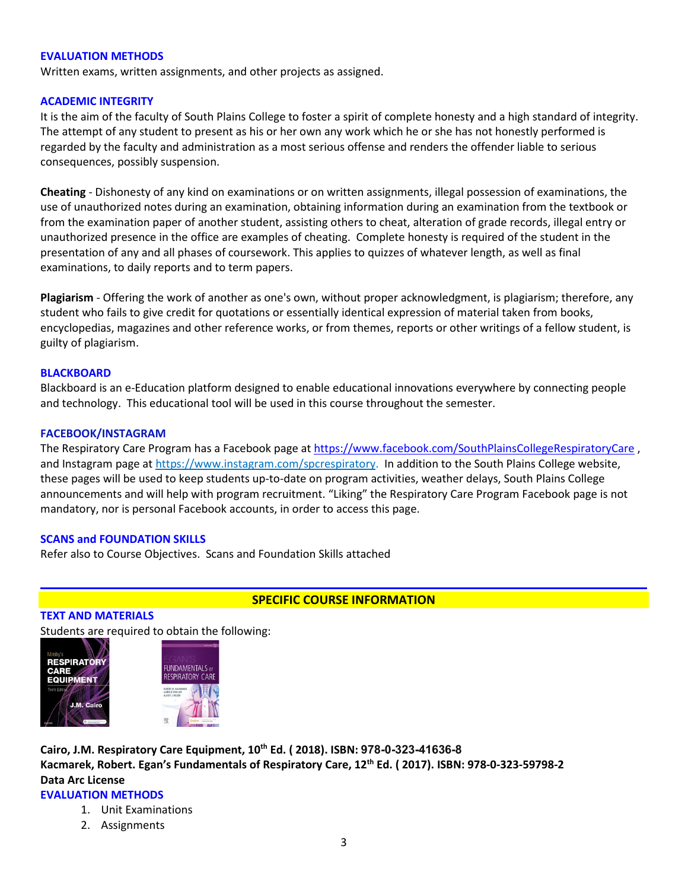### EVALUATION METHODS

Written exams, written assignments, and other projects as assigned.

### ACADEMIC INTEGRITY

It is the aim of the faculty of South Plains College to foster a spirit of complete honesty and a high standard of integrity. The attempt of any student to present as his or her own any work which he or she has not honestly performed is regarded by the faculty and administration as a most serious offense and renders the offender liable to serious consequences, possibly suspension.

**Cheating** - Dishonesty of any kind on examinations or on written assignments, illegal possession of examinations, the use of unauthorized notes during an examination, obtaining information during an examination from the textbook or from the examination paper of another student, assisting others to cheat, alteration of grade records, illegal entry or unauthorized presence in the office are examples of cheating. Complete honesty is required of the student in the presentation of any and all phases of coursework. This applies to quizzes of whatever length, as well as final examinations, to daily reports and to term papers.

**Plagiarism** - Offering the work of another as one's own, without proper acknowledgment, is plagiarism; therefore, any student who fails to give credit for quotations or essentially identical expression of material taken from books, encyclopedias, magazines and other reference works, or from themes, reports or other writings of a fellow student, is guilty of plagiarism.

### BLACKBOARD

Blackboard is an e-Education platform designed to enable educational innovations everywhere by connecting people and technology. This educational tool will be used in this course throughout the semester.

### FACEBOOK/INSTAGRAM

The Respiratory Care Program has a Facebook page at https://www.facebook.com/SouthPlainsCollegeRespiratoryCare , and Instagram page at https://www.instagram.com/spcrespiratory. In addition to the South Plains College website, these pages will be used to keep students up-to-date on program activities, weather delays, South Plains College announcements and will help with program recruitment. "Liking" the Respiratory Care Program Facebook page is not mandatory, nor is personal Facebook accounts, in order to access this page.

### SCANS and FOUNDATION SKILLS

Refer also to Course Objectives. Scans and Foundation Skills attached

## SPECIFIC COURSE INFORMATION

### TEXT AND MATERIALS

Students are required to obtain the following:

**Cairo, J.M. Respiratory Care Equipment, 10th Ed. ( 2018). ISBN: 978-0-323-41636-8**
**Kacmarek, Robert. Egan's Fundamentals of Respiratory Care, 12th Ed. ( 2017). ISBN: 978-0-323-59798-2**
**Data Arc License**

### EVALUATION METHODS

1. Unit Examinations
2. Assignments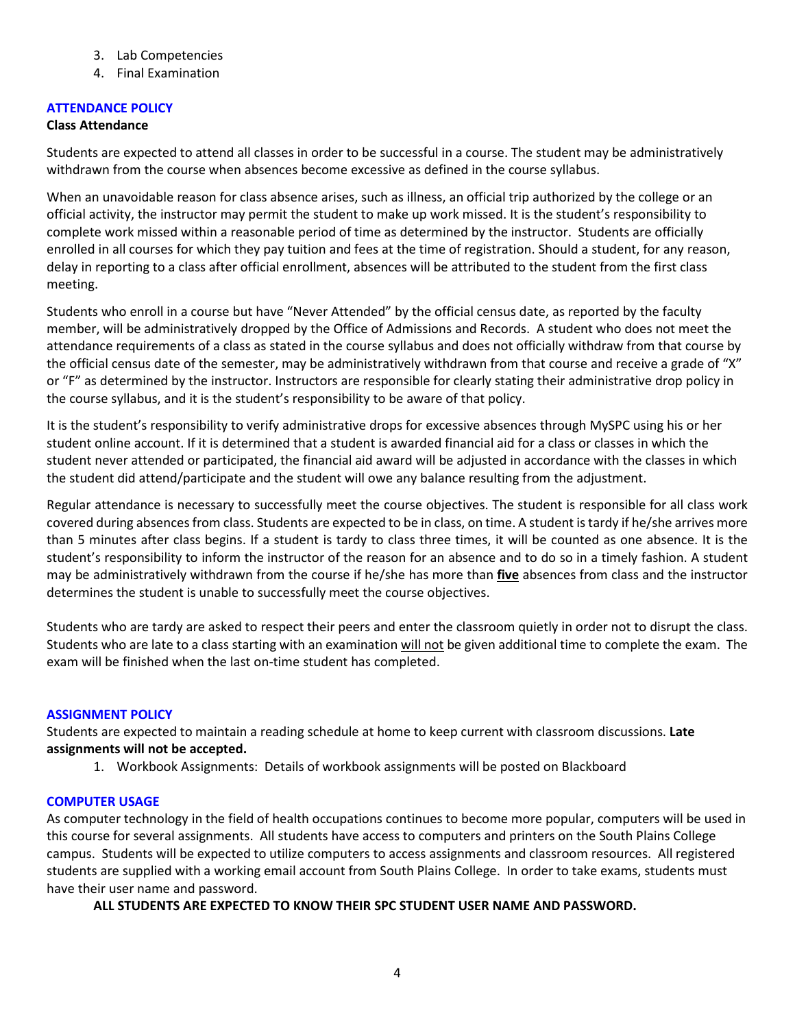3. Lab Competencies
4. Final Examination

## ATTENDANCE POLICY

**Class Attendance**

Students are expected to attend all classes in order to be successful in a course. The student may be administratively withdrawn from the course when absences become excessive as defined in the course syllabus.

When an unavoidable reason for class absence arises, such as illness, an official trip authorized by the college or an official activity, the instructor may permit the student to make up work missed. It is the student's responsibility to complete work missed within a reasonable period of time as determined by the instructor. Students are officially enrolled in all courses for which they pay tuition and fees at the time of registration. Should a student, for any reason, delay in reporting to a class after official enrollment, absences will be attributed to the student from the first class meeting.

Students who enroll in a course but have "Never Attended" by the official census date, as reported by the faculty member, will be administratively dropped by the Office of Admissions and Records. A student who does not meet the attendance requirements of a class as stated in the course syllabus and does not officially withdraw from that course by the official census date of the semester, may be administratively withdrawn from that course and receive a grade of "X" or "F" as determined by the instructor. Instructors are responsible for clearly stating their administrative drop policy in the course syllabus, and it is the student's responsibility to be aware of that policy.

It is the student's responsibility to verify administrative drops for excessive absences through MySPC using his or her student online account. If it is determined that a student is awarded financial aid for a class or classes in which the student never attended or participated, the financial aid award will be adjusted in accordance with the classes in which the student did attend/participate and the student will owe any balance resulting from the adjustment.

Regular attendance is necessary to successfully meet the course objectives. The student is responsible for all class work covered during absences from class. Students are expected to be in class, on time. A student is tardy if he/she arrives more than 5 minutes after class begins. If a student is tardy to class three times, it will be counted as one absence. It is the student's responsibility to inform the instructor of the reason for an absence and to do so in a timely fashion. A student may be administratively withdrawn from the course if he/she has more than **five** absences from class and the instructor determines the student is unable to successfully meet the course objectives.

Students who are tardy are asked to respect their peers and enter the classroom quietly in order not to disrupt the class. Students who are late to a class starting with an examination will not be given additional time to complete the exam. The exam will be finished when the last on-time student has completed.

## ASSIGNMENT POLICY

Students are expected to maintain a reading schedule at home to keep current with classroom discussions. **Late assignments will not be accepted.**

1. Workbook Assignments: Details of workbook assignments will be posted on Blackboard

## COMPUTER USAGE

As computer technology in the field of health occupations continues to become more popular, computers will be used in this course for several assignments. All students have access to computers and printers on the South Plains College campus. Students will be expected to utilize computers to access assignments and classroom resources. All registered students are supplied with a working email account from South Plains College. In order to take exams, students must have their user name and password.

**ALL STUDENTS ARE EXPECTED TO KNOW THEIR SPC STUDENT USER NAME AND PASSWORD.**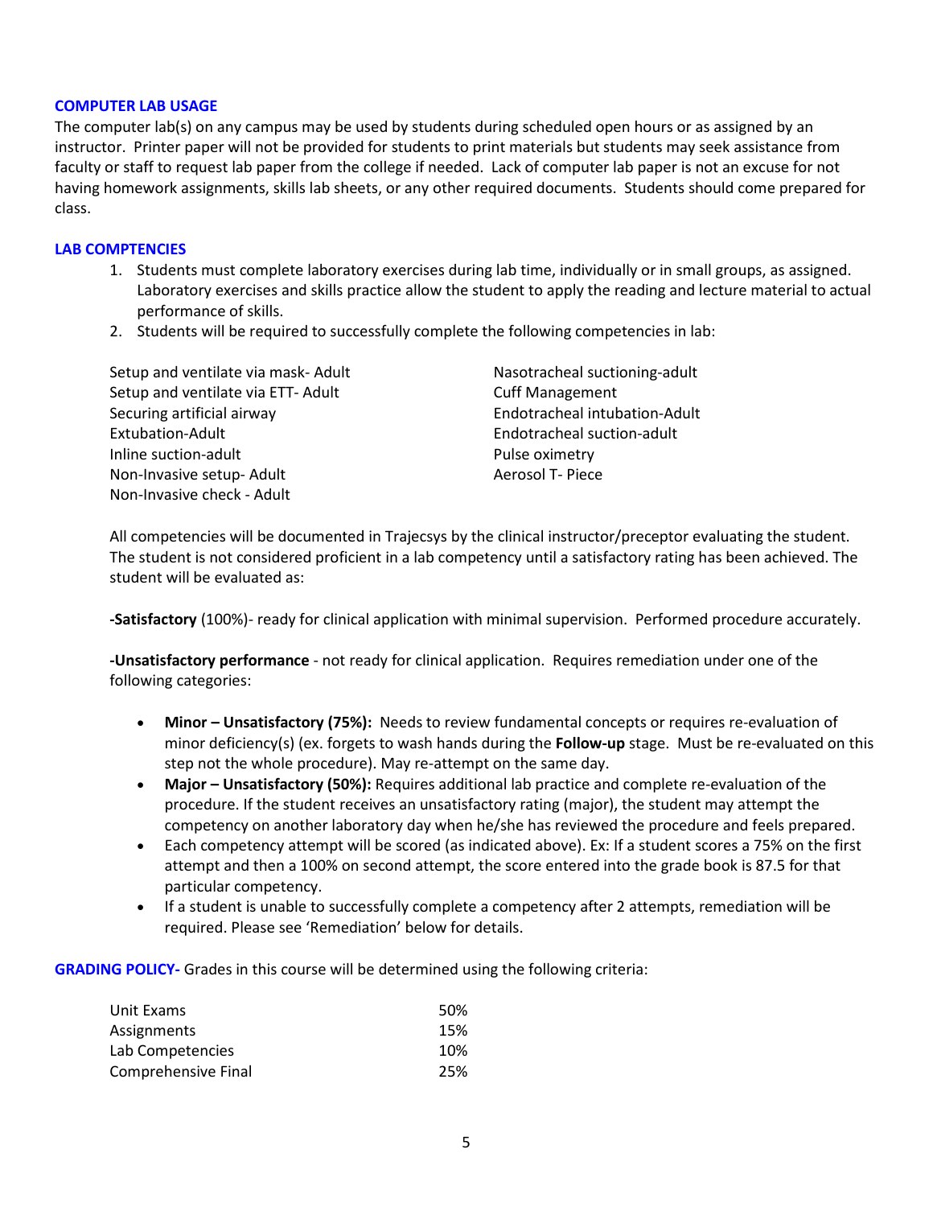### COMPUTER LAB USAGE

The computer lab(s) on any campus may be used by students during scheduled open hours or as assigned by an instructor. Printer paper will not be provided for students to print materials but students may seek assistance from faculty or staff to request lab paper from the college if needed. Lack of computer lab paper is not an excuse for not having homework assignments, skills lab sheets, or any other required documents. Students should come prepared for class.

### LAB COMPTENCIES

1. Students must complete laboratory exercises during lab time, individually or in small groups, as assigned. Laboratory exercises and skills practice allow the student to apply the reading and lecture material to actual performance of skills.
2. Students will be required to successfully complete the following competencies in lab:

Setup and ventilate via mask- Adult
Setup and ventilate via ETT- Adult
Securing artificial airway
Extubation-Adult
Inline suction-adult
Non-Invasive setup- Adult
Non-Invasive check - Adult
Nasotracheal suctioning-adult
Cuff Management
Endotracheal intubation-Adult
Endotracheal suction-adult
Pulse oximetry
Aerosol T- Piece

All competencies will be documented in Trajecsys by the clinical instructor/preceptor evaluating the student. The student is not considered proficient in a lab competency until a satisfactory rating has been achieved. The student will be evaluated as:

**-Satisfactory** (100%)- ready for clinical application with minimal supervision. Performed procedure accurately.

**-Unsatisfactory performance** - not ready for clinical application. Requires remediation under one of the following categories:

- **Minor – Unsatisfactory (75%):** Needs to review fundamental concepts or requires re-evaluation of minor deficiency(s) (ex. forgets to wash hands during the **Follow-up** stage. Must be re-evaluated on this step not the whole procedure). May re-attempt on the same day.
- **Major – Unsatisfactory (50%):** Requires additional lab practice and complete re-evaluation of the procedure. If the student receives an unsatisfactory rating (major), the student may attempt the competency on another laboratory day when he/she has reviewed the procedure and feels prepared.
- Each competency attempt will be scored (as indicated above). Ex: If a student scores a 75% on the first attempt and then a 100% on second attempt, the score entered into the grade book is 87.5 for that particular competency.
- If a student is unable to successfully complete a competency after 2 attempts, remediation will be required. Please see 'Remediation' below for details.

**GRADING POLICY-** Grades in this course will be determined using the following criteria:

| | |
|---|---|
| Unit Exams | 50% |
| Assignments | 15% |
| Lab Competencies | 10% |
| Comprehensive Final | 25% |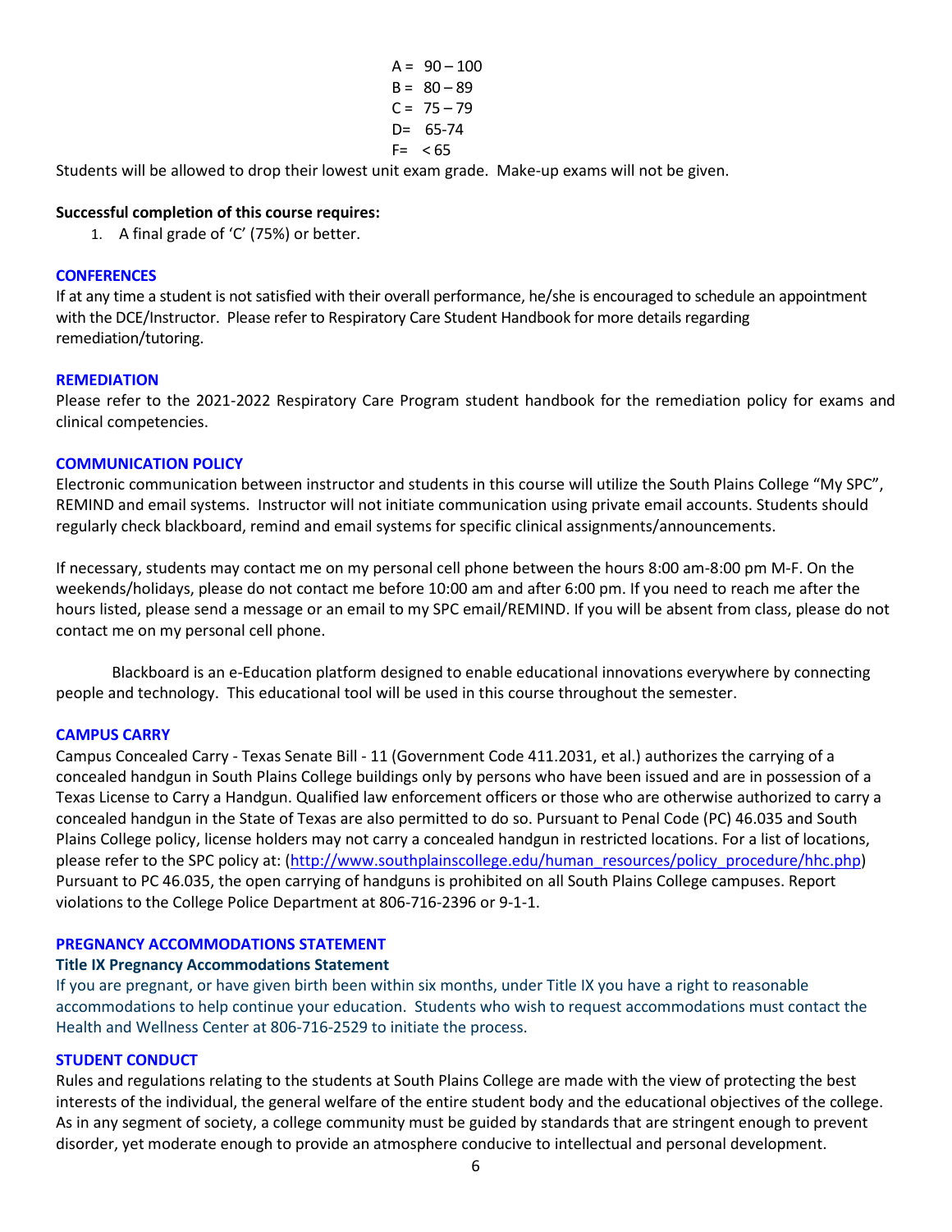A = 90 – 100
B = 80 – 89
C = 75 – 79
D= 65-74
F= < 65

Students will be allowed to drop their lowest unit exam grade. Make-up exams will not be given.

**Successful completion of this course requires:**

1. A final grade of 'C' (75%) or better.

## CONFERENCES

If at any time a student is not satisfied with their overall performance, he/she is encouraged to schedule an appointment with the DCE/Instructor. Please refer to Respiratory Care Student Handbook for more details regarding remediation/tutoring.

## REMEDIATION

Please refer to the 2021-2022 Respiratory Care Program student handbook for the remediation policy for exams and clinical competencies.

## COMMUNICATION POLICY

Electronic communication between instructor and students in this course will utilize the South Plains College "My SPC", REMIND and email systems. Instructor will not initiate communication using private email accounts. Students should regularly check blackboard, remind and email systems for specific clinical assignments/announcements.

If necessary, students may contact me on my personal cell phone between the hours 8:00 am-8:00 pm M-F. On the weekends/holidays, please do not contact me before 10:00 am and after 6:00 pm. If you need to reach me after the hours listed, please send a message or an email to my SPC email/REMIND. If you will be absent from class, please do not contact me on my personal cell phone.

Blackboard is an e-Education platform designed to enable educational innovations everywhere by connecting people and technology. This educational tool will be used in this course throughout the semester.

## CAMPUS CARRY

Campus Concealed Carry - Texas Senate Bill - 11 (Government Code 411.2031, et al.) authorizes the carrying of a concealed handgun in South Plains College buildings only by persons who have been issued and are in possession of a Texas License to Carry a Handgun. Qualified law enforcement officers or those who are otherwise authorized to carry a concealed handgun in the State of Texas are also permitted to do so. Pursuant to Penal Code (PC) 46.035 and South Plains College policy, license holders may not carry a concealed handgun in restricted locations. For a list of locations, please refer to the SPC policy at: (http://www.southplainscollege.edu/human_resources/policy_procedure/hhc.php) Pursuant to PC 46.035, the open carrying of handguns is prohibited on all South Plains College campuses. Report violations to the College Police Department at 806-716-2396 or 9-1-1.

## PREGNANCY ACCOMMODATIONS STATEMENT

### Title IX Pregnancy Accommodations Statement

If you are pregnant, or have given birth been within six months, under Title IX you have a right to reasonable accommodations to help continue your education. Students who wish to request accommodations must contact the Health and Wellness Center at 806-716-2529 to initiate the process.

## STUDENT CONDUCT

Rules and regulations relating to the students at South Plains College are made with the view of protecting the best interests of the individual, the general welfare of the entire student body and the educational objectives of the college. As in any segment of society, a college community must be guided by standards that are stringent enough to prevent disorder, yet moderate enough to provide an atmosphere conducive to intellectual and personal development.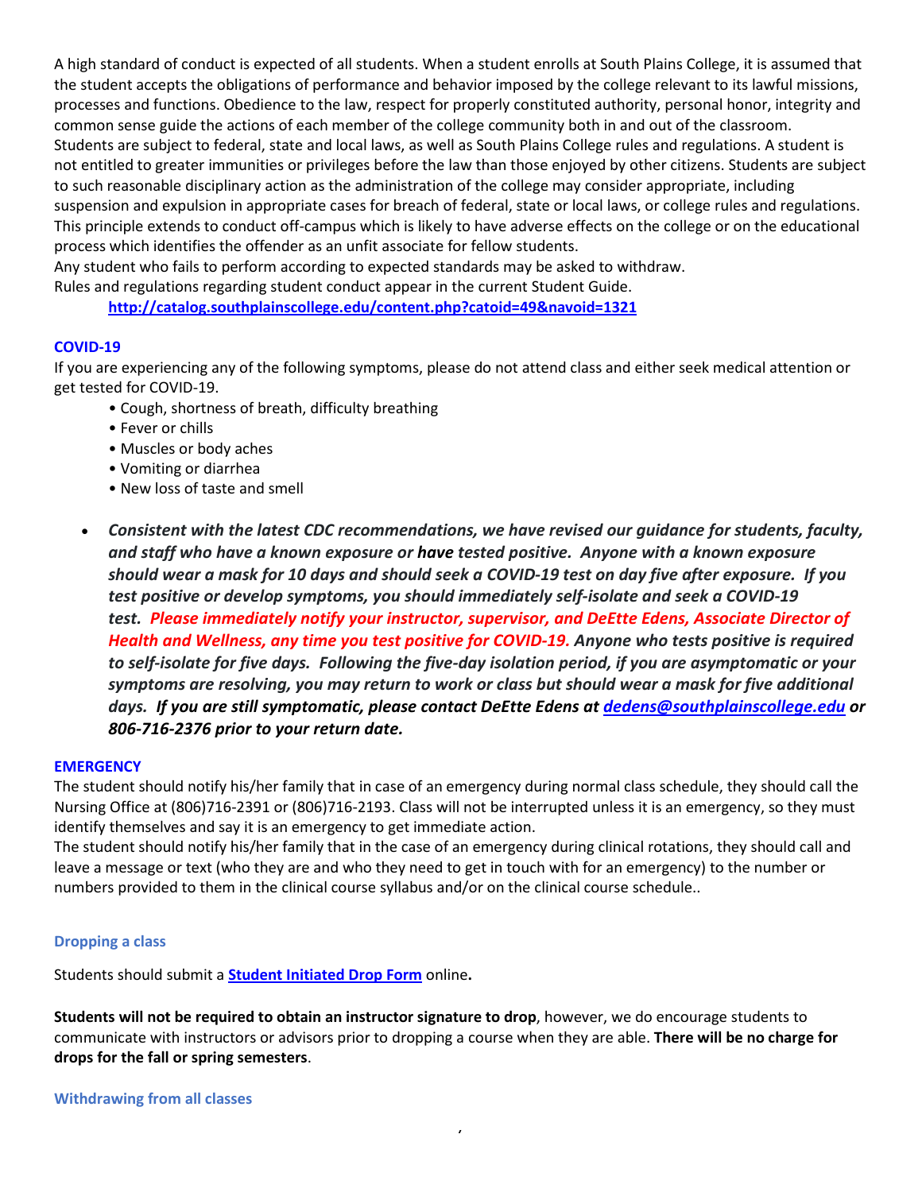A high standard of conduct is expected of all students. When a student enrolls at South Plains College, it is assumed that the student accepts the obligations of performance and behavior imposed by the college relevant to its lawful missions, processes and functions. Obedience to the law, respect for properly constituted authority, personal honor, integrity and common sense guide the actions of each member of the college community both in and out of the classroom.
Students are subject to federal, state and local laws, as well as South Plains College rules and regulations. A student is not entitled to greater immunities or privileges before the law than those enjoyed by other citizens. Students are subject to such reasonable disciplinary action as the administration of the college may consider appropriate, including suspension and expulsion in appropriate cases for breach of federal, state or local laws, or college rules and regulations. This principle extends to conduct off-campus which is likely to have adverse effects on the college or on the educational process which identifies the offender as an unfit associate for fellow students.
Any student who fails to perform according to expected standards may be asked to withdraw.
Rules and regulations regarding student conduct appear in the current Student Guide.

**http://catalog.southplainscollege.edu/content.php?catoid=49&navoid=1321**

### COVID-19

If you are experiencing any of the following symptoms, please do not attend class and either seek medical attention or get tested for COVID-19.

- Cough, shortness of breath, difficulty breathing
- Fever or chills
- Muscles or body aches
- Vomiting or diarrhea
- New loss of taste and smell

- ***Consistent with the latest CDC recommendations, we have revised our guidance for students, faculty, and staff who have a known exposure or have tested positive. Anyone with a known exposure should wear a mask for 10 days and should seek a COVID-19 test on day five after exposure. If you test positive or develop symptoms, you should immediately self-isolate and seek a COVID-19 test. Please immediately notify your instructor, supervisor, and DeEtte Edens, Associate Director of Health and Wellness, any time you test positive for COVID-19. Anyone who tests positive is required to self-isolate for five days. Following the five-day isolation period, if you are asymptomatic or your symptoms are resolving, you may return to work or class but should wear a mask for five additional days. If you are still symptomatic, please contact DeEtte Edens at dedens@southplainscollege.edu or 806-716-2376 prior to your return date.***

### EMERGENCY

The student should notify his/her family that in case of an emergency during normal class schedule, they should call the Nursing Office at (806)716-2391 or (806)716-2193. Class will not be interrupted unless it is an emergency, so they must identify themselves and say it is an emergency to get immediate action.
The student should notify his/her family that in the case of an emergency during clinical rotations, they should call and leave a message or text (who they are and who they need to get in touch with for an emergency) to the number or numbers provided to them in the clinical course syllabus and/or on the clinical course schedule..

### Dropping a class

Students should submit a **Student Initiated Drop Form** online**.**

**Students will not be required to obtain an instructor signature to drop**, however, we do encourage students to communicate with instructors or advisors prior to dropping a course when they are able. **There will be no charge for drops for the fall or spring semesters**.

### Withdrawing from all classes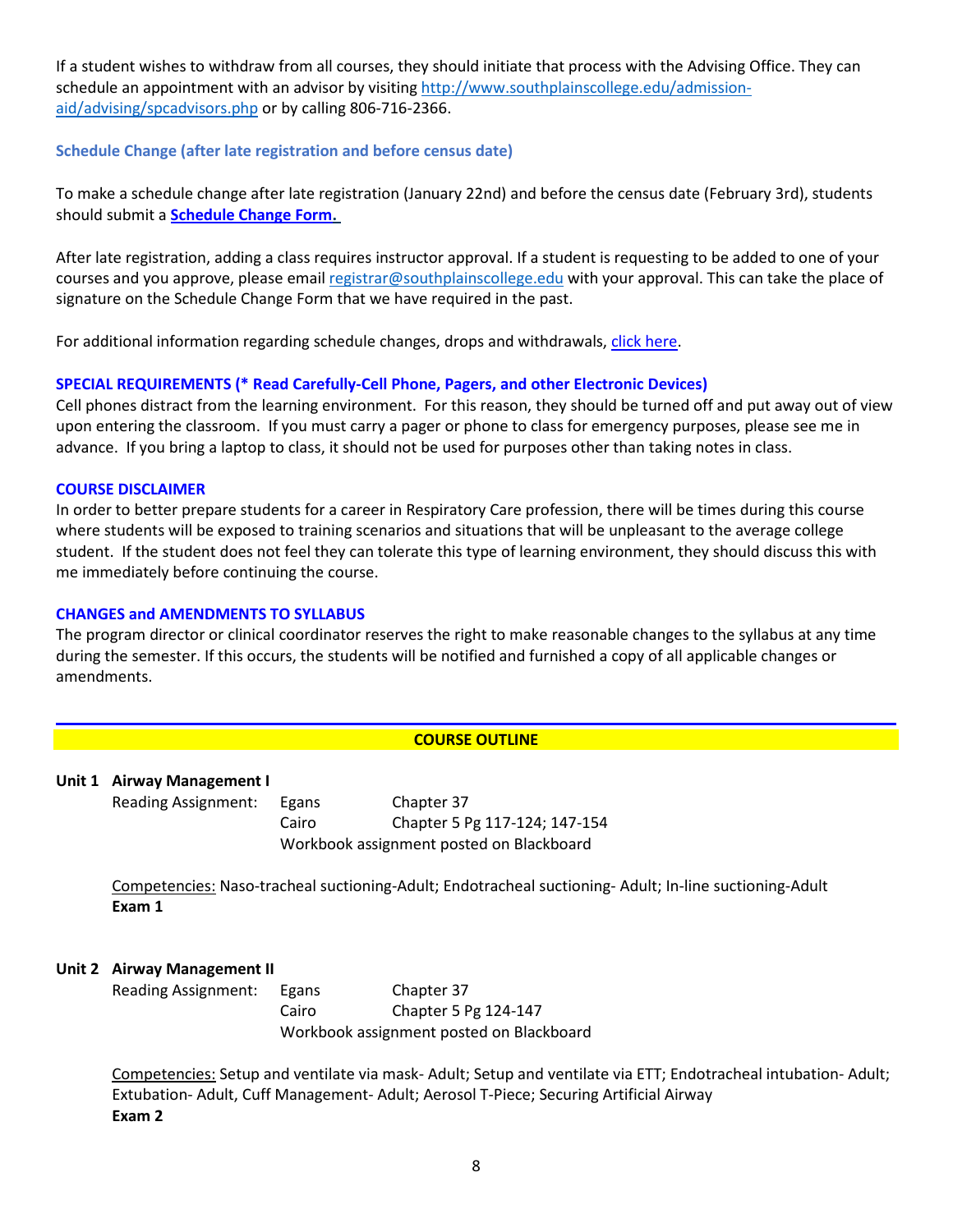If a student wishes to withdraw from all courses, they should initiate that process with the Advising Office. They can schedule an appointment with an advisor by visiting http://www.southplainscollege.edu/admission-aid/advising/spcadvisors.php or by calling 806-716-2366.

### Schedule Change (after late registration and before census date)

To make a schedule change after late registration (January 22nd) and before the census date (February 3rd), students should submit a **Schedule Change Form.**

After late registration, adding a class requires instructor approval. If a student is requesting to be added to one of your courses and you approve, please email registrar@southplainscollege.edu with your approval. This can take the place of signature on the Schedule Change Form that we have required in the past.

For additional information regarding schedule changes, drops and withdrawals, click here.

### SPECIAL REQUIREMENTS (* Read Carefully-Cell Phone, Pagers, and other Electronic Devices)

Cell phones distract from the learning environment. For this reason, they should be turned off and put away out of view upon entering the classroom. If you must carry a pager or phone to class for emergency purposes, please see me in advance. If you bring a laptop to class, it should not be used for purposes other than taking notes in class.

### COURSE DISCLAIMER

In order to better prepare students for a career in Respiratory Care profession, there will be times during this course where students will be exposed to training scenarios and situations that will be unpleasant to the average college student. If the student does not feel they can tolerate this type of learning environment, they should discuss this with me immediately before continuing the course.

### CHANGES and AMENDMENTS TO SYLLABUS

The program director or clinical coordinator reserves the right to make reasonable changes to the syllabus at any time during the semester. If this occurs, the students will be notified and furnished a copy of all applicable changes or amendments.

## COURSE OUTLINE

**Unit 1 Airway Management I**

Reading Assignment:
- Egans — Chapter 37
- Cairo — Chapter 5 Pg 117-124; 147-154
- Workbook assignment posted on Blackboard

Competencies: Naso-tracheal suctioning-Adult; Endotracheal suctioning- Adult; In-line suctioning-Adult

**Exam 1**

**Unit 2 Airway Management II**

Reading Assignment:
- Egans — Chapter 37
- Cairo — Chapter 5 Pg 124-147
- Workbook assignment posted on Blackboard

Competencies: Setup and ventilate via mask- Adult; Setup and ventilate via ETT; Endotracheal intubation- Adult; Extubation- Adult, Cuff Management- Adult; Aerosol T-Piece; Securing Artificial Airway

**Exam 2**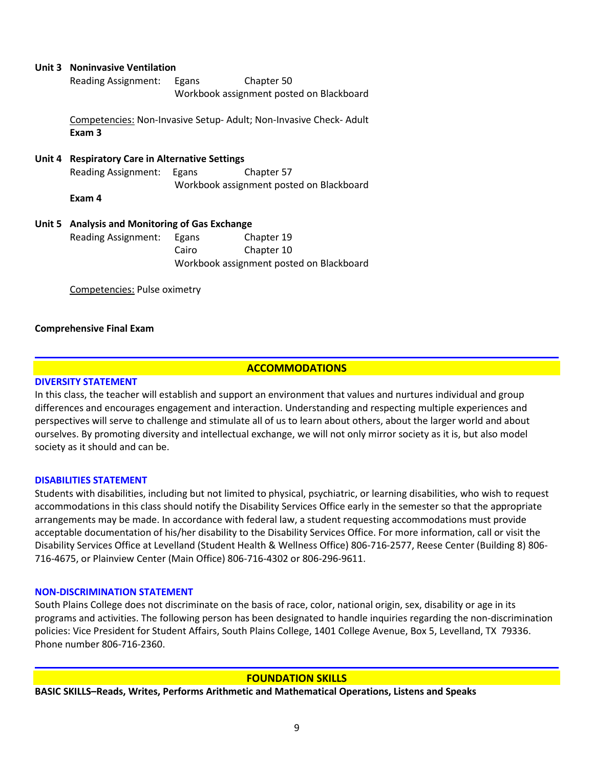**Unit 3 Noninvasive Ventilation**

Reading Assignment: Egans Chapter 50
Workbook assignment posted on Blackboard

Competencies: Non-Invasive Setup- Adult; Non-Invasive Check- Adult

**Exam 3**

**Unit 4 Respiratory Care in Alternative Settings**

Reading Assignment: Egans Chapter 57
Workbook assignment posted on Blackboard

**Exam 4**

**Unit 5 Analysis and Monitoring of Gas Exchange**

Reading Assignment: Egans Chapter 19
Cairo Chapter 10
Workbook assignment posted on Blackboard

Competencies: Pulse oximetry

**Comprehensive Final Exam**

## ACCOMMODATIONS

### DIVERSITY STATEMENT

In this class, the teacher will establish and support an environment that values and nurtures individual and group differences and encourages engagement and interaction. Understanding and respecting multiple experiences and perspectives will serve to challenge and stimulate all of us to learn about others, about the larger world and about ourselves. By promoting diversity and intellectual exchange, we will not only mirror society as it is, but also model society as it should and can be.

### DISABILITIES STATEMENT

Students with disabilities, including but not limited to physical, psychiatric, or learning disabilities, who wish to request accommodations in this class should notify the Disability Services Office early in the semester so that the appropriate arrangements may be made. In accordance with federal law, a student requesting accommodations must provide acceptable documentation of his/her disability to the Disability Services Office. For more information, call or visit the Disability Services Office at Levelland (Student Health & Wellness Office) 806-716-2577, Reese Center (Building 8) 806-716-4675, or Plainview Center (Main Office) 806-716-4302 or 806-296-9611.

### NON-DISCRIMINATION STATEMENT

South Plains College does not discriminate on the basis of race, color, national origin, sex, disability or age in its programs and activities. The following person has been designated to handle inquiries regarding the non-discrimination policies: Vice President for Student Affairs, South Plains College, 1401 College Avenue, Box 5, Levelland, TX 79336. Phone number 806-716-2360.

## FOUNDATION SKILLS

**BASIC SKILLS–Reads, Writes, Performs Arithmetic and Mathematical Operations, Listens and Speaks**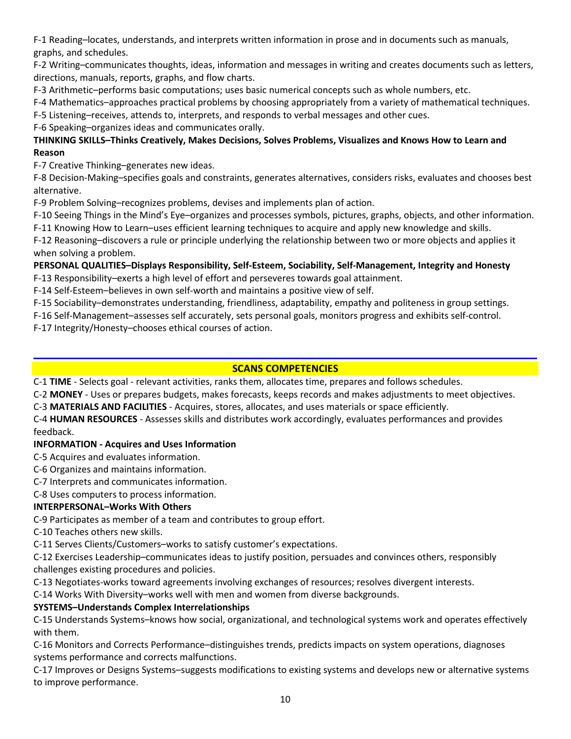F-1 Reading–locates, understands, and interprets written information in prose and in documents such as manuals, graphs, and schedules.

F-2 Writing–communicates thoughts, ideas, information and messages in writing and creates documents such as letters, directions, manuals, reports, graphs, and flow charts.

F-3 Arithmetic–performs basic computations; uses basic numerical concepts such as whole numbers, etc.

F-4 Mathematics–approaches practical problems by choosing appropriately from a variety of mathematical techniques.

F-5 Listening–receives, attends to, interprets, and responds to verbal messages and other cues.

F-6 Speaking–organizes ideas and communicates orally.

**THINKING SKILLS–Thinks Creatively, Makes Decisions, Solves Problems, Visualizes and Knows How to Learn and Reason**

F-7 Creative Thinking–generates new ideas.

F-8 Decision-Making–specifies goals and constraints, generates alternatives, considers risks, evaluates and chooses best alternative.

F-9 Problem Solving–recognizes problems, devises and implements plan of action.

F-10 Seeing Things in the Mind's Eye–organizes and processes symbols, pictures, graphs, objects, and other information.

F-11 Knowing How to Learn–uses efficient learning techniques to acquire and apply new knowledge and skills.

F-12 Reasoning–discovers a rule or principle underlying the relationship between two or more objects and applies it when solving a problem.

**PERSONAL QUALITIES–Displays Responsibility, Self-Esteem, Sociability, Self-Management, Integrity and Honesty**

F-13 Responsibility–exerts a high level of effort and perseveres towards goal attainment.

F-14 Self-Esteem–believes in own self-worth and maintains a positive view of self.

F-15 Sociability–demonstrates understanding, friendliness, adaptability, empathy and politeness in group settings.

F-16 Self-Management–assesses self accurately, sets personal goals, monitors progress and exhibits self-control.

F-17 Integrity/Honesty–chooses ethical courses of action.

## SCANS COMPETENCIES

C-1 **TIME** - Selects goal - relevant activities, ranks them, allocates time, prepares and follows schedules.

C-2 **MONEY** - Uses or prepares budgets, makes forecasts, keeps records and makes adjustments to meet objectives.

C-3 **MATERIALS AND FACILITIES** - Acquires, stores, allocates, and uses materials or space efficiently.

C-4 **HUMAN RESOURCES** - Assesses skills and distributes work accordingly, evaluates performances and provides feedback.

**INFORMATION - Acquires and Uses Information**

C-5 Acquires and evaluates information.

C-6 Organizes and maintains information.

C-7 Interprets and communicates information.

C-8 Uses computers to process information.

**INTERPERSONAL–Works With Others**

C-9 Participates as member of a team and contributes to group effort.

C-10 Teaches others new skills.

C-11 Serves Clients/Customers–works to satisfy customer's expectations.

C-12 Exercises Leadership–communicates ideas to justify position, persuades and convinces others, responsibly challenges existing procedures and policies.

C-13 Negotiates-works toward agreements involving exchanges of resources; resolves divergent interests.

C-14 Works With Diversity–works well with men and women from diverse backgrounds.

**SYSTEMS–Understands Complex Interrelationships**

C-15 Understands Systems–knows how social, organizational, and technological systems work and operates effectively with them.

C-16 Monitors and Corrects Performance–distinguishes trends, predicts impacts on system operations, diagnoses systems performance and corrects malfunctions.

C-17 Improves or Designs Systems–suggests modifications to existing systems and develops new or alternative systems to improve performance.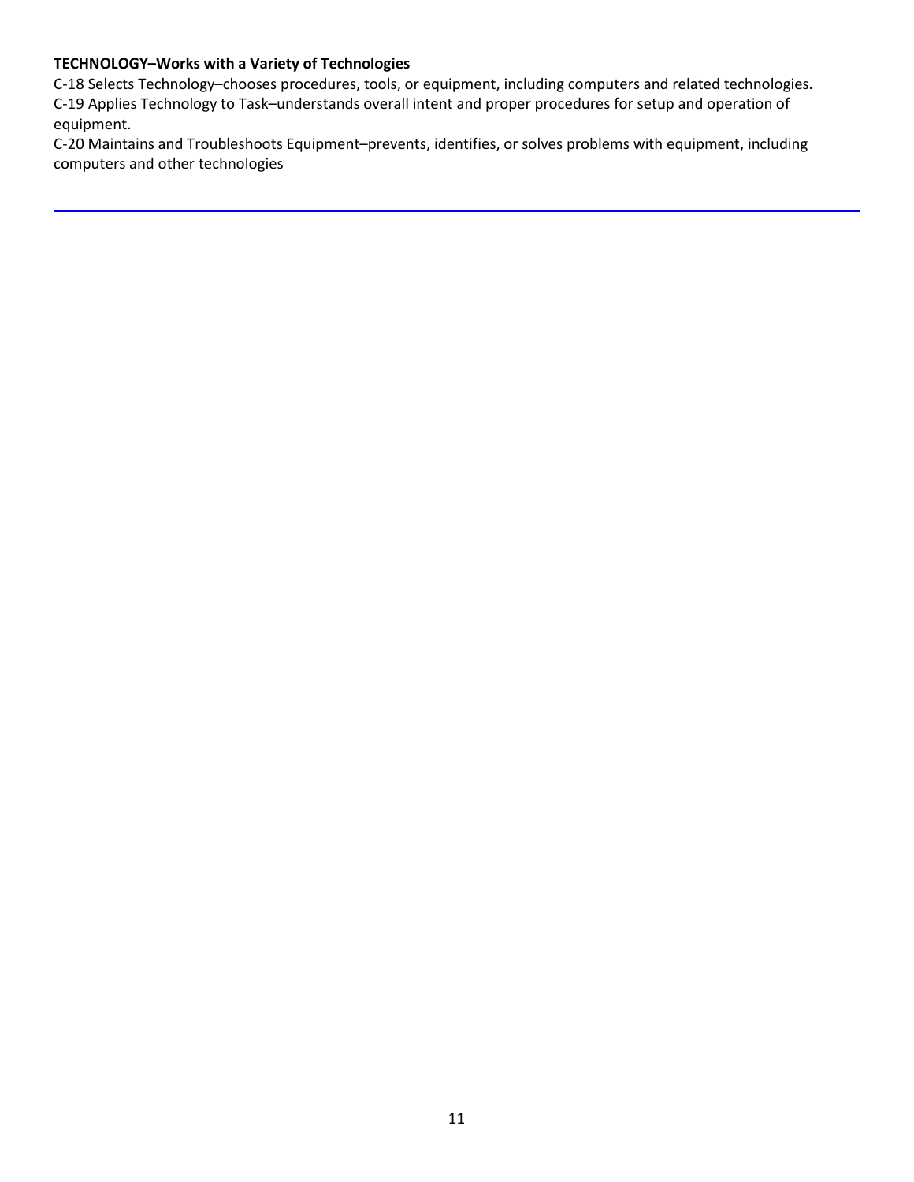**TECHNOLOGY–Works with a Variety of Technologies**

C-18 Selects Technology–chooses procedures, tools, or equipment, including computers and related technologies.

C-19 Applies Technology to Task–understands overall intent and proper procedures for setup and operation of equipment.

C-20 Maintains and Troubleshoots Equipment–prevents, identifies, or solves problems with equipment, including computers and other technologies

---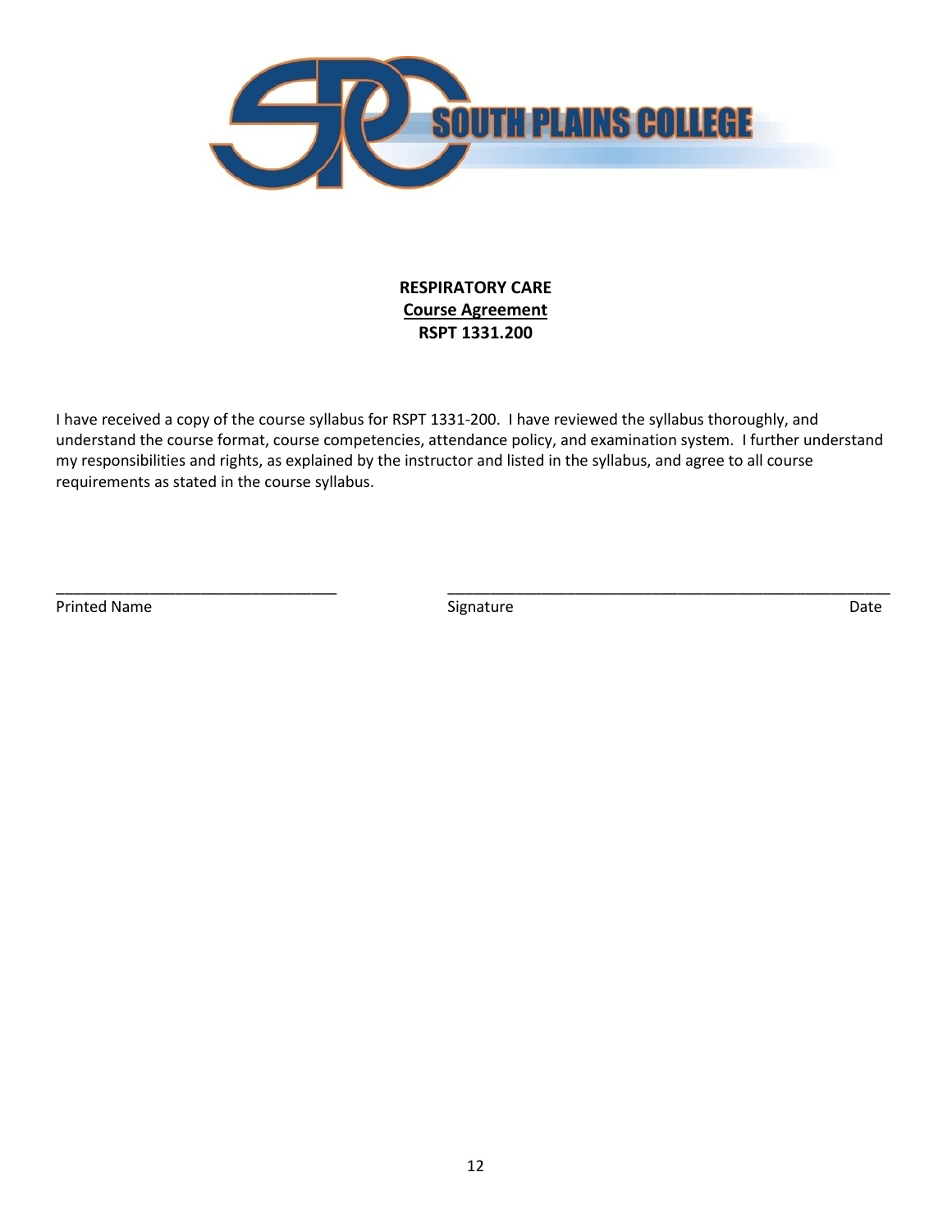SOUTH PLAINS COLLEGE

**RESPIRATORY CARE**
**Course Agreement**
**RSPT 1331.200**

I have received a copy of the course syllabus for RSPT 1331-200. I have reviewed the syllabus thoroughly, and understand the course format, course competencies, attendance policy, and examination system. I further understand my responsibilities and rights, as explained by the instructor and listed in the syllabus, and agree to all course requirements as stated in the course syllabus.

_________________________________ _____________________________________________________

Printed Name Signature Date